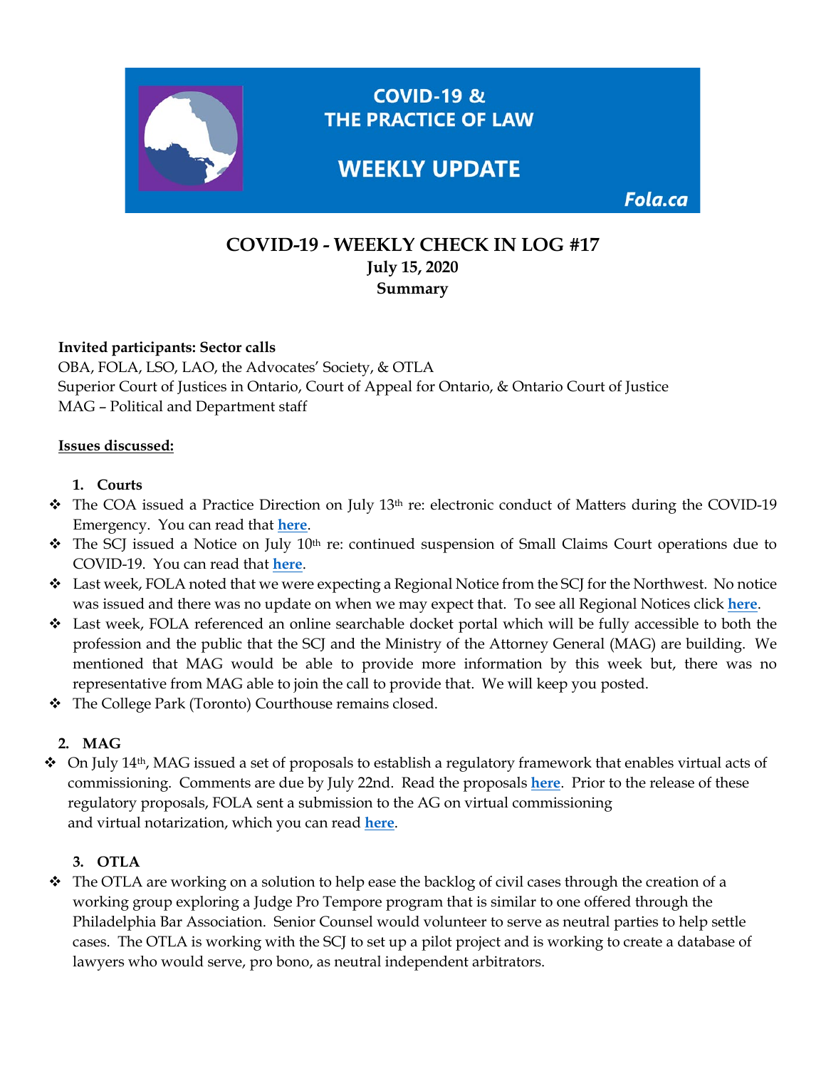COVID-19 &
THE PRACTICE OF LAW

WEEKLY UPDATE

Fola.ca

# COVID-19 - WEEKLY CHECK IN LOG #17

**July 15, 2020**

**Summary**

**Invited participants: Sector calls**

OBA, FOLA, LSO, LAO, the Advocates' Society, & OTLA
Superior Court of Justices in Ontario, Court of Appeal for Ontario, & Ontario Court of Justice
MAG – Political and Department staff

**Issues discussed:**

**1. Courts**

- The COA issued a Practice Direction on July 13th re: electronic conduct of Matters during the COVID-19 Emergency. You can read that **here**.
- The SCJ issued a Notice on July 10th re: continued suspension of Small Claims Court operations due to COVID-19. You can read that **here**.
- Last week, FOLA noted that we were expecting a Regional Notice from the SCJ for the Northwest. No notice was issued and there was no update on when we may expect that. To see all Regional Notices click **here**.
- Last week, FOLA referenced an online searchable docket portal which will be fully accessible to both the profession and the public that the SCJ and the Ministry of the Attorney General (MAG) are building. We mentioned that MAG would be able to provide more information by this week but, there was no representative from MAG able to join the call to provide that. We will keep you posted.
- The College Park (Toronto) Courthouse remains closed.

**2. MAG**

- On July 14th, MAG issued a set of proposals to establish a regulatory framework that enables virtual acts of commissioning. Comments are due by July 22nd. Read the proposals **here**. Prior to the release of these regulatory proposals, FOLA sent a submission to the AG on virtual commissioning and virtual notarization, which you can read **here**.

**3. OTLA**

- The OTLA are working on a solution to help ease the backlog of civil cases through the creation of a working group exploring a Judge Pro Tempore program that is similar to one offered through the Philadelphia Bar Association. Senior Counsel would volunteer to serve as neutral parties to help settle cases. The OTLA is working with the SCJ to set up a pilot project and is working to create a database of lawyers who would serve, pro bono, as neutral independent arbitrators.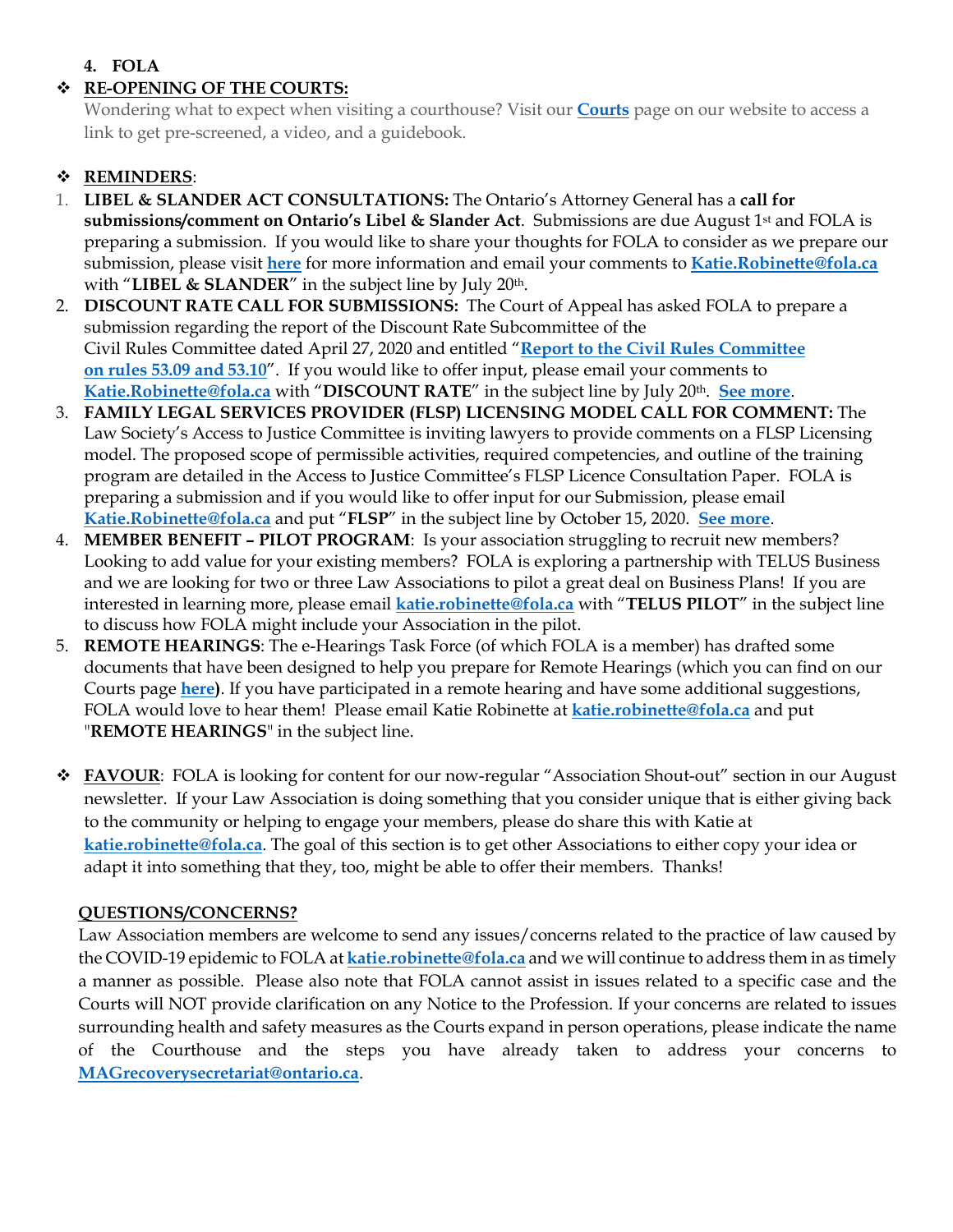**4. FOLA**

- **RE-OPENING OF THE COURTS:**

  Wondering what to expect when visiting a courthouse? Visit our **Courts** page on our website to access a link to get pre-screened, a video, and a guidebook.

- **REMINDERS**:

1. **LIBEL & SLANDER ACT CONSULTATIONS:** The Ontario's Attorney General has a **call for submissions/comment on Ontario's Libel & Slander Act**. Submissions are due August 1st and FOLA is preparing a submission. If you would like to share your thoughts for FOLA to consider as we prepare our submission, please visit **here** for more information and email your comments to **Katie.Robinette@fola.ca** with "**LIBEL & SLANDER**" in the subject line by July 20th.
2. **DISCOUNT RATE CALL FOR SUBMISSIONS:** The Court of Appeal has asked FOLA to prepare a submission regarding the report of the Discount Rate Subcommittee of the Civil Rules Committee dated April 27, 2020 and entitled "**Report to the Civil Rules Committee on rules 53.09 and 53.10**". If you would like to offer input, please email your comments to **Katie.Robinette@fola.ca** with "**DISCOUNT RATE**" in the subject line by July 20th. **See more**.
3. **FAMILY LEGAL SERVICES PROVIDER (FLSP) LICENSING MODEL CALL FOR COMMENT:** The Law Society's Access to Justice Committee is inviting lawyers to provide comments on a FLSP Licensing model. The proposed scope of permissible activities, required competencies, and outline of the training program are detailed in the Access to Justice Committee's FLSP Licence Consultation Paper. FOLA is preparing a submission and if you would like to offer input for our Submission, please email **Katie.Robinette@fola.ca** and put "**FLSP**" in the subject line by October 15, 2020. **See more**.
4. **MEMBER BENEFIT – PILOT PROGRAM**: Is your association struggling to recruit new members? Looking to add value for your existing members? FOLA is exploring a partnership with TELUS Business and we are looking for two or three Law Associations to pilot a great deal on Business Plans! If you are interested in learning more, please email **katie.robinette@fola.ca** with "**TELUS PILOT**" in the subject line to discuss how FOLA might include your Association in the pilot.
5. **REMOTE HEARINGS**: The e-Hearings Task Force (of which FOLA is a member) has drafted some documents that have been designed to help you prepare for Remote Hearings (which you can find on our Courts page **here**). If you have participated in a remote hearing and have some additional suggestions, FOLA would love to hear them! Please email Katie Robinette at **katie.robinette@fola.ca** and put "**REMOTE HEARINGS**" in the subject line.

- **FAVOUR**: FOLA is looking for content for our now-regular "Association Shout-out" section in our August newsletter. If your Law Association is doing something that you consider unique that is either giving back to the community or helping to engage your members, please do share this with Katie at **katie.robinette@fola.ca**. The goal of this section is to get other Associations to either copy your idea or adapt it into something that they, too, might be able to offer their members. Thanks!

**QUESTIONS/CONCERNS?**

Law Association members are welcome to send any issues/concerns related to the practice of law caused by the COVID-19 epidemic to FOLA at **katie.robinette@fola.ca** and we will continue to address them in as timely a manner as possible. Please also note that FOLA cannot assist in issues related to a specific case and the Courts will NOT provide clarification on any Notice to the Profession. If your concerns are related to issues surrounding health and safety measures as the Courts expand in person operations, please indicate the name of the Courthouse and the steps you have already taken to address your concerns to **MAGrecoverysecretariat@ontario.ca**.